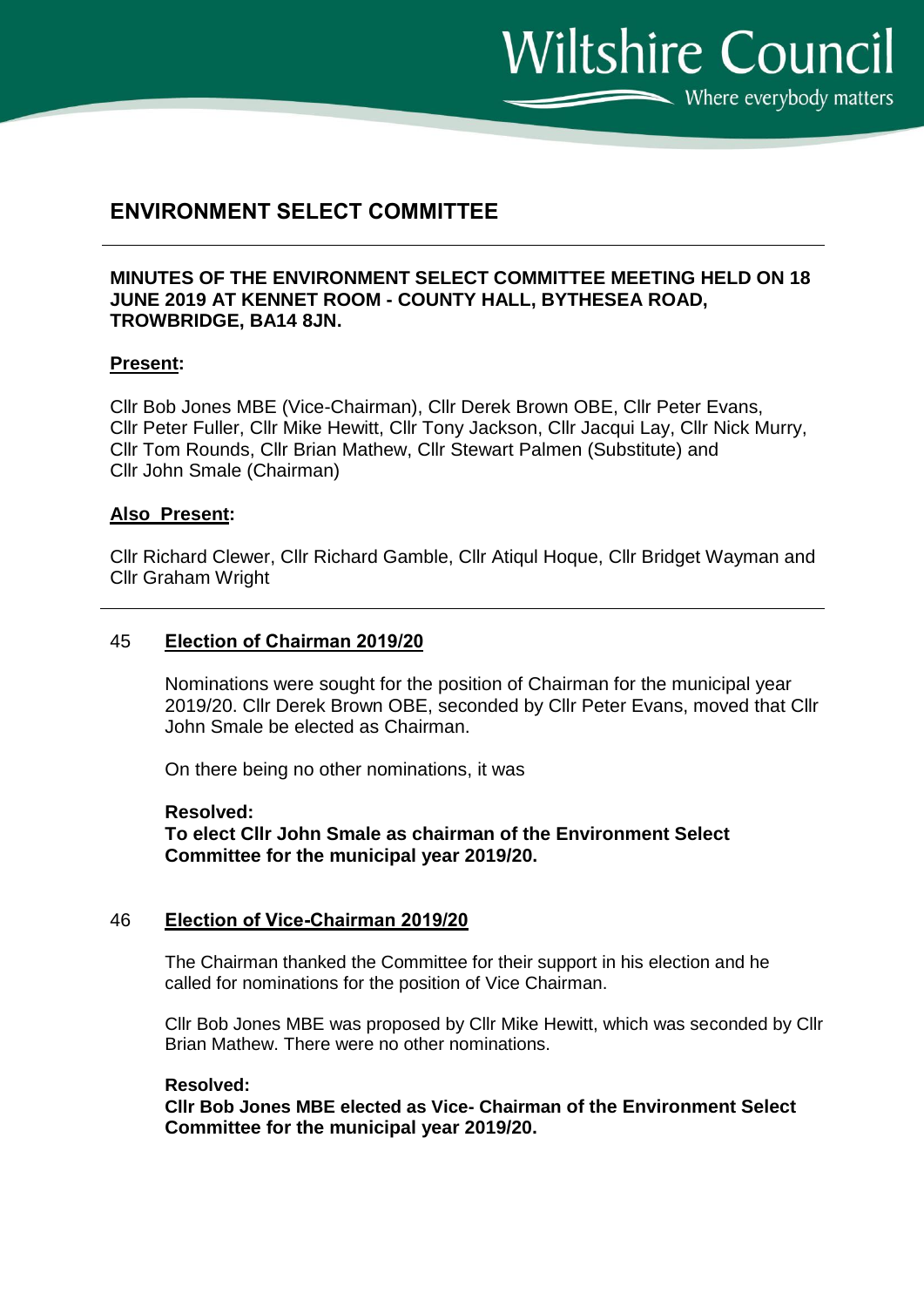Wiltshire Council

Where everybody matters

# ENVIRONMENT SELECT COMMITTEE

**MINUTES OF THE ENVIRONMENT SELECT COMMITTEE MEETING HELD ON 18 JUNE 2019 AT KENNET ROOM - COUNTY HALL, BYTHESEA ROAD, TROWBRIDGE, BA14 8JN.**

**Present:**

Cllr Bob Jones MBE (Vice-Chairman), Cllr Derek Brown OBE, Cllr Peter Evans, Cllr Peter Fuller, Cllr Mike Hewitt, Cllr Tony Jackson, Cllr Jacqui Lay, Cllr Nick Murry, Cllr Tom Rounds, Cllr Brian Mathew, Cllr Stewart Palmen (Substitute) and Cllr John Smale (Chairman)

**Also Present:**

Cllr Richard Clewer, Cllr Richard Gamble, Cllr Atiqul Hoque, Cllr Bridget Wayman and Cllr Graham Wright

## 45 Election of Chairman 2019/20

Nominations were sought for the position of Chairman for the municipal year 2019/20. Cllr Derek Brown OBE, seconded by Cllr Peter Evans, moved that Cllr John Smale be elected as Chairman.

On there being no other nominations, it was

**Resolved:**
**To elect Cllr John Smale as chairman of the Environment Select Committee for the municipal year 2019/20.**

## 46 Election of Vice-Chairman 2019/20

The Chairman thanked the Committee for their support in his election and he called for nominations for the position of Vice Chairman.

Cllr Bob Jones MBE was proposed by Cllr Mike Hewitt, which was seconded by Cllr Brian Mathew. There were no other nominations.

**Resolved:**
**Cllr Bob Jones MBE elected as Vice- Chairman of the Environment Select Committee for the municipal year 2019/20.**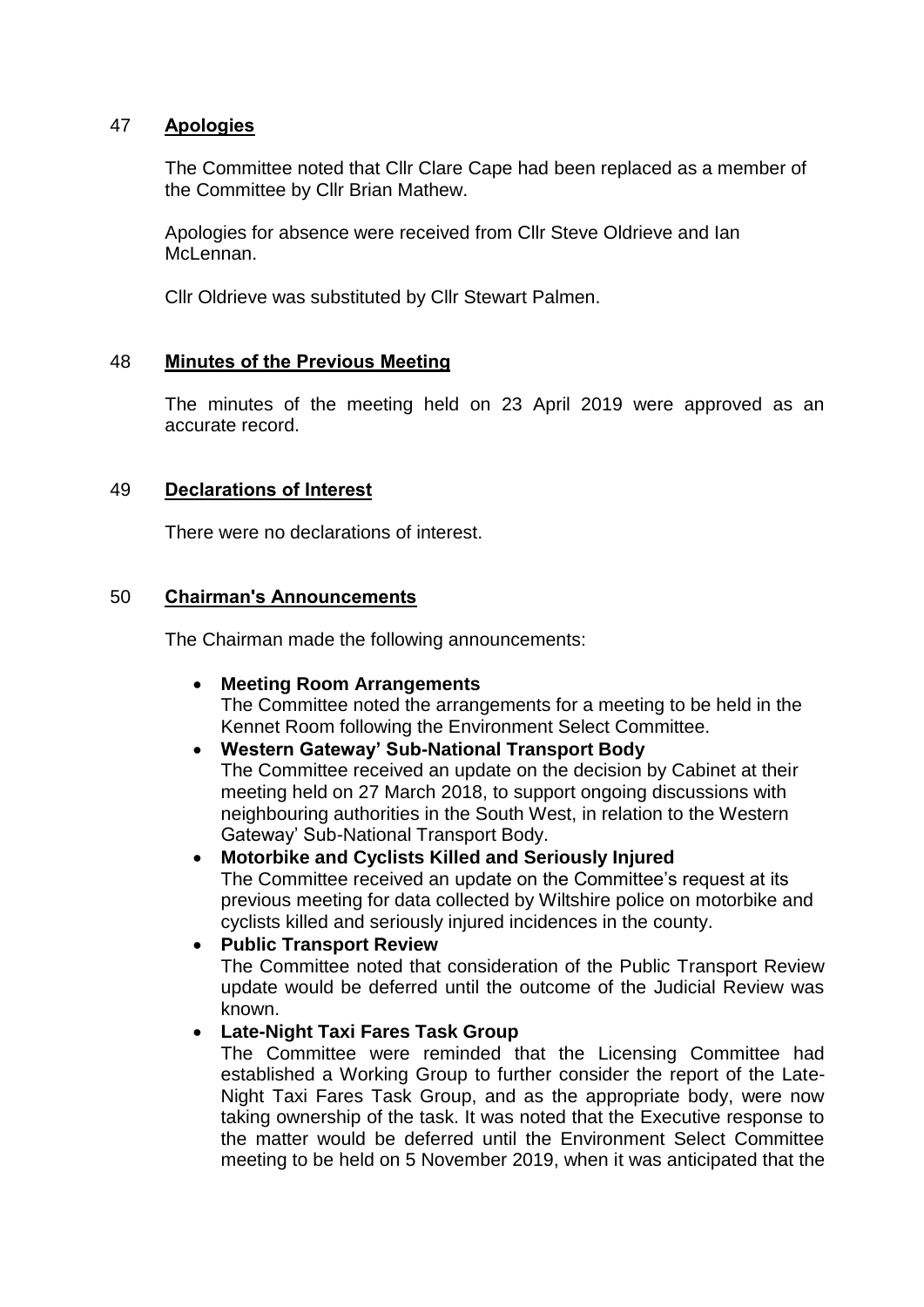## 47 **Apologies**

The Committee noted that Cllr Clare Cape had been replaced as a member of the Committee by Cllr Brian Mathew.

Apologies for absence were received from Cllr Steve Oldrieve and Ian McLennan.

Cllr Oldrieve was substituted by Cllr Stewart Palmen.

## 48 **Minutes of the Previous Meeting**

The minutes of the meeting held on 23 April 2019 were approved as an accurate record.

## 49 **Declarations of Interest**

There were no declarations of interest.

## 50 **Chairman's Announcements**

The Chairman made the following announcements:

- **Meeting Room Arrangements**
  The Committee noted the arrangements for a meeting to be held in the Kennet Room following the Environment Select Committee.
- **Western Gateway' Sub-National Transport Body**
  The Committee received an update on the decision by Cabinet at their meeting held on 27 March 2018, to support ongoing discussions with neighbouring authorities in the South West, in relation to the Western Gateway' Sub-National Transport Body.
- **Motorbike and Cyclists Killed and Seriously Injured**
  The Committee received an update on the Committee's request at its previous meeting for data collected by Wiltshire police on motorbike and cyclists killed and seriously injured incidences in the county.
- **Public Transport Review**
  The Committee noted that consideration of the Public Transport Review update would be deferred until the outcome of the Judicial Review was known.
- **Late-Night Taxi Fares Task Group**
  The Committee were reminded that the Licensing Committee had established a Working Group to further consider the report of the Late-Night Taxi Fares Task Group, and as the appropriate body, were now taking ownership of the task. It was noted that the Executive response to the matter would be deferred until the Environment Select Committee meeting to be held on 5 November 2019, when it was anticipated that the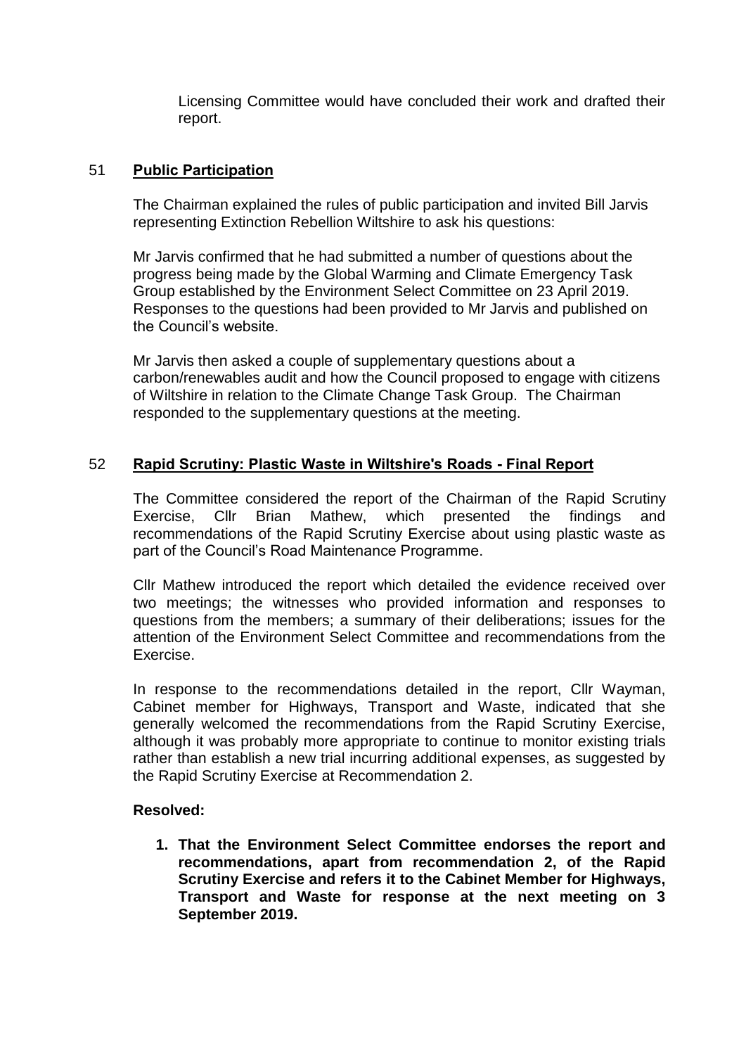Licensing Committee would have concluded their work and drafted their report.

## 51 **Public Participation**

The Chairman explained the rules of public participation and invited Bill Jarvis representing Extinction Rebellion Wiltshire to ask his questions:

Mr Jarvis confirmed that he had submitted a number of questions about the progress being made by the Global Warming and Climate Emergency Task Group established by the Environment Select Committee on 23 April 2019. Responses to the questions had been provided to Mr Jarvis and published on the Council's website.

Mr Jarvis then asked a couple of supplementary questions about a carbon/renewables audit and how the Council proposed to engage with citizens of Wiltshire in relation to the Climate Change Task Group. The Chairman responded to the supplementary questions at the meeting.

## 52 **Rapid Scrutiny: Plastic Waste in Wiltshire's Roads - Final Report**

The Committee considered the report of the Chairman of the Rapid Scrutiny Exercise, Cllr Brian Mathew, which presented the findings and recommendations of the Rapid Scrutiny Exercise about using plastic waste as part of the Council's Road Maintenance Programme.

Cllr Mathew introduced the report which detailed the evidence received over two meetings; the witnesses who provided information and responses to questions from the members; a summary of their deliberations; issues for the attention of the Environment Select Committee and recommendations from the Exercise.

In response to the recommendations detailed in the report, Cllr Wayman, Cabinet member for Highways, Transport and Waste, indicated that she generally welcomed the recommendations from the Rapid Scrutiny Exercise, although it was probably more appropriate to continue to monitor existing trials rather than establish a new trial incurring additional expenses, as suggested by the Rapid Scrutiny Exercise at Recommendation 2.

**Resolved:**

1. **That the Environment Select Committee endorses the report and recommendations, apart from recommendation 2, of the Rapid Scrutiny Exercise and refers it to the Cabinet Member for Highways, Transport and Waste for response at the next meeting on 3 September 2019.**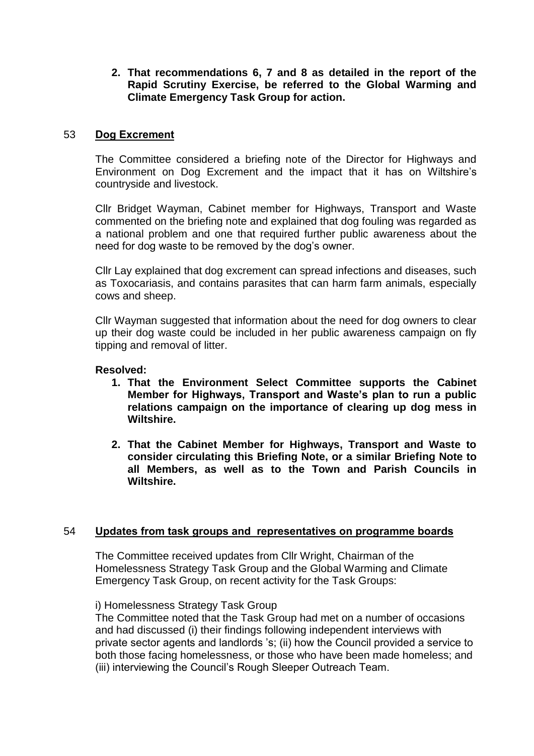**2. That recommendations 6, 7 and 8 as detailed in the report of the Rapid Scrutiny Exercise, be referred to the Global Warming and Climate Emergency Task Group for action.**

## 53 Dog Excrement

The Committee considered a briefing note of the Director for Highways and Environment on Dog Excrement and the impact that it has on Wiltshire's countryside and livestock.

Cllr Bridget Wayman, Cabinet member for Highways, Transport and Waste commented on the briefing note and explained that dog fouling was regarded as a national problem and one that required further public awareness about the need for dog waste to be removed by the dog's owner.

Cllr Lay explained that dog excrement can spread infections and diseases, such as Toxocariasis, and contains parasites that can harm farm animals, especially cows and sheep.

Cllr Wayman suggested that information about the need for dog owners to clear up their dog waste could be included in her public awareness campaign on fly tipping and removal of litter.

**Resolved:**

1. **That the Environment Select Committee supports the Cabinet Member for Highways, Transport and Waste's plan to run a public relations campaign on the importance of clearing up dog mess in Wiltshire.**

2. **That the Cabinet Member for Highways, Transport and Waste to consider circulating this Briefing Note, or a similar Briefing Note to all Members, as well as to the Town and Parish Councils in Wiltshire.**

## 54 Updates from task groups and representatives on programme boards

The Committee received updates from Cllr Wright, Chairman of the Homelessness Strategy Task Group and the Global Warming and Climate Emergency Task Group, on recent activity for the Task Groups:

i) Homelessness Strategy Task Group

The Committee noted that the Task Group had met on a number of occasions and had discussed (i) their findings following independent interviews with private sector agents and landlords 's; (ii) how the Council provided a service to both those facing homelessness, or those who have been made homeless; and (iii) interviewing the Council's Rough Sleeper Outreach Team.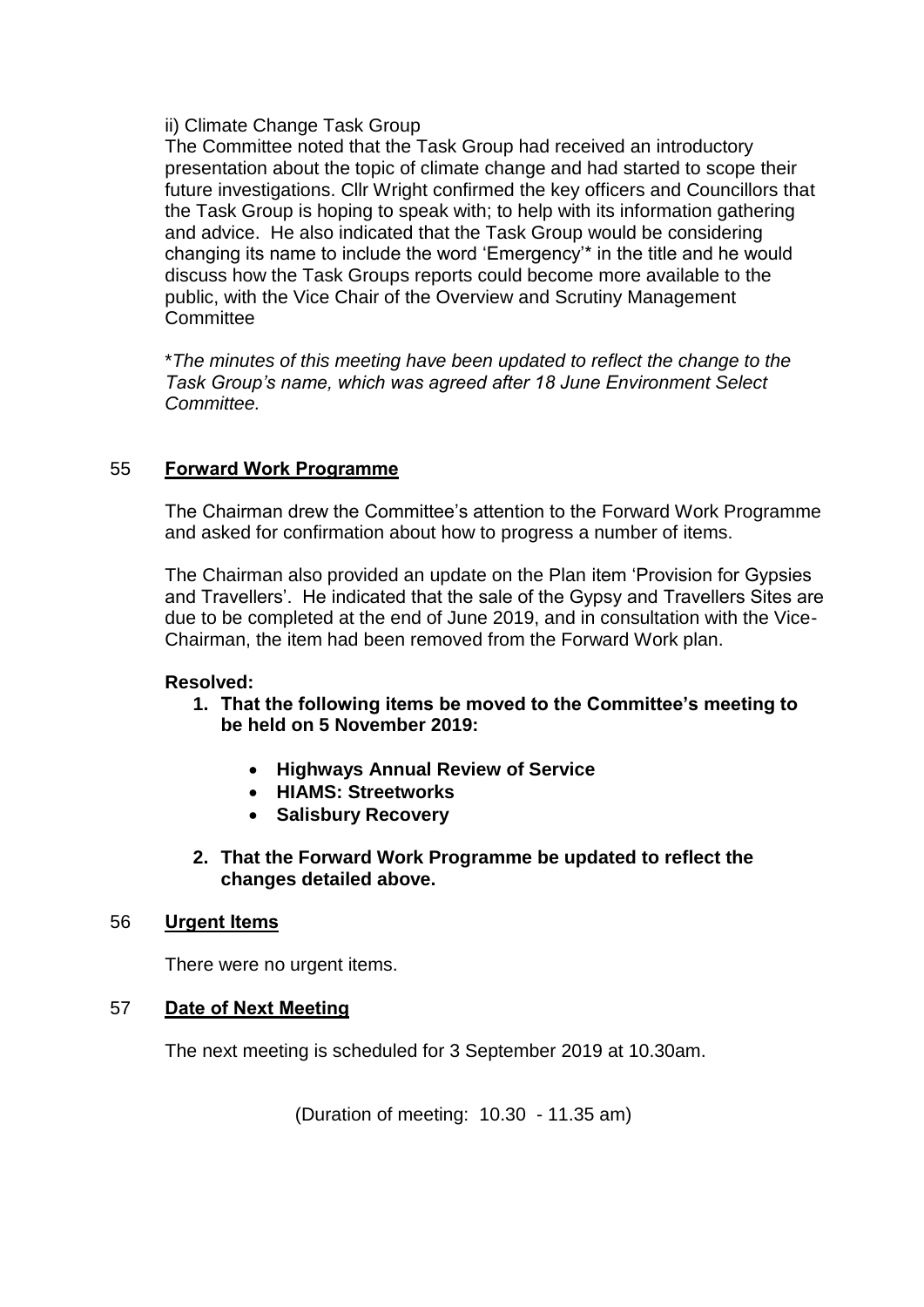ii) Climate Change Task Group

The Committee noted that the Task Group had received an introductory presentation about the topic of climate change and had started to scope their future investigations. Cllr Wright confirmed the key officers and Councillors that the Task Group is hoping to speak with; to help with its information gathering and advice. He also indicated that the Task Group would be considering changing its name to include the word 'Emergency'* in the title and he would discuss how the Task Groups reports could become more available to the public, with the Vice Chair of the Overview and Scrutiny Management Committee

**The minutes of this meeting have been updated to reflect the change to the Task Group's name, which was agreed after 18 June Environment Select Committee.*

## 55 Forward Work Programme

The Chairman drew the Committee's attention to the Forward Work Programme and asked for confirmation about how to progress a number of items.

The Chairman also provided an update on the Plan item 'Provision for Gypsies and Travellers'. He indicated that the sale of the Gypsy and Travellers Sites are due to be completed at the end of June 2019, and in consultation with the Vice-Chairman, the item had been removed from the Forward Work plan.

**Resolved:**

1. **That the following items be moved to the Committee's meeting to be held on 5 November 2019:**
   - **Highways Annual Review of Service**
   - **HIAMS: Streetworks**
   - **Salisbury Recovery**
2. **That the Forward Work Programme be updated to reflect the changes detailed above.**

## 56 Urgent Items

There were no urgent items.

## 57 Date of Next Meeting

The next meeting is scheduled for 3 September 2019 at 10.30am.

(Duration of meeting: 10.30 - 11.35 am)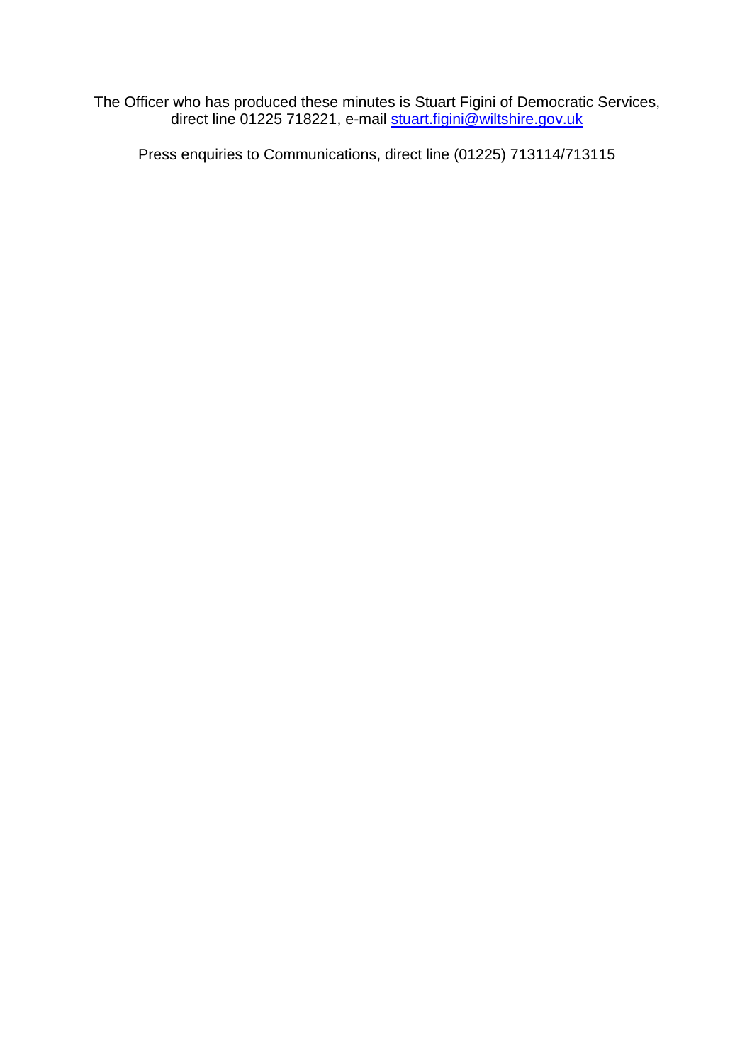The Officer who has produced these minutes is Stuart Figini of Democratic Services, direct line 01225 718221, e-mail stuart.figini@wiltshire.gov.uk

Press enquiries to Communications, direct line (01225) 713114/713115